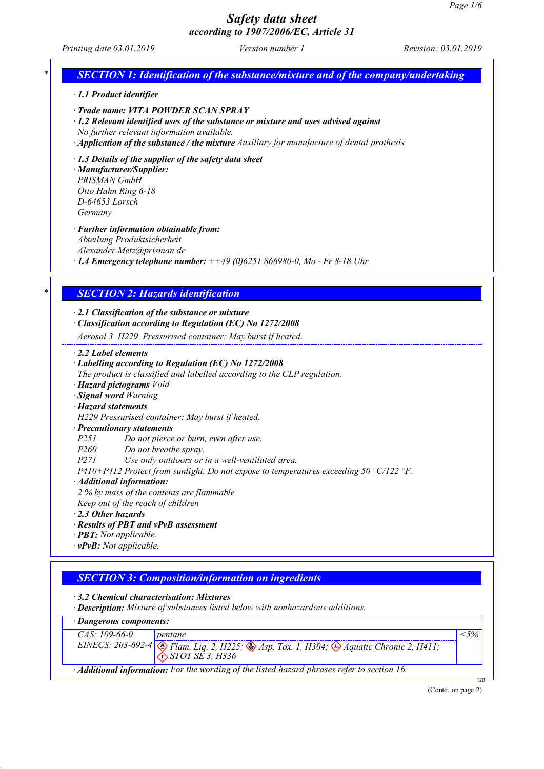# Safety data sheet

## according to 1907/2006/EC, Article 31

Printing date 03.01.2019 | Version number 1 | Revision: 03.01.2019

## SECTION 1: Identification of the substance/mixture and of the company/undertaking

· **1.1 Product identifier**

· **Trade name: VITA POWDER SCAN SPRAY**

· **1.2 Relevant identified uses of the substance or mixture and uses advised against**
No further relevant information available.

· **Application of the substance / the mixture** Auxiliary for manufacture of dental prothesis

· **1.3 Details of the supplier of the safety data sheet**

· **Manufacturer/Supplier:**
PRISMAN GmbH
Otto Hahn Ring 6-18
D-64653 Lorsch
Germany

· **Further information obtainable from:**
Abteilung Produktsicherheit
Alexander.Metz@prisman.de

· **1.4 Emergency telephone number:** ++49 (0)6251 866980-0, Mo - Fr 8-18 Uhr

## SECTION 2: Hazards identification

· **2.1 Classification of the substance or mixture**

· **Classification according to Regulation (EC) No 1272/2008**

Aerosol 3 H229 Pressurised container: May burst if heated.

· **2.2 Label elements**

· **Labelling according to Regulation (EC) No 1272/2008**
The product is classified and labelled according to the CLP regulation.

· **Hazard pictograms** Void

· **Signal word** Warning

· **Hazard statements**
H229 Pressurised container: May burst if heated.

· **Precautionary statements**
P251 Do not pierce or burn, even after use.
P260 Do not breathe spray.
P271 Use only outdoors or in a well-ventilated area.
P410+P412 Protect from sunlight. Do not expose to temperatures exceeding 50 °C/122 °F.

· **Additional information:**
2 % by mass of the contents are flammable
Keep out of the reach of children

· **2.3 Other hazards**

· **Results of PBT and vPvB assessment**

· **PBT:** Not applicable.

· **vPvB:** Not applicable.

## SECTION 3: Composition/information on ingredients

· **3.2 Chemical characterisation: Mixtures**

· **Description:** Mixture of substances listed below with nonhazardous additions.

· **Dangerous components:**

| | | |
|---|---|---|
| CAS: 109-66-0<br>EINECS: 203-692-4 | pentane<br>Flam. Liq. 2, H225; Asp. Tox. 1, H304; Aquatic Chronic 2, H411; STOT SE 3, H336 | <5% |

· **Additional information:** For the wording of the listed hazard phrases refer to section 16.

(Contd. on page 2)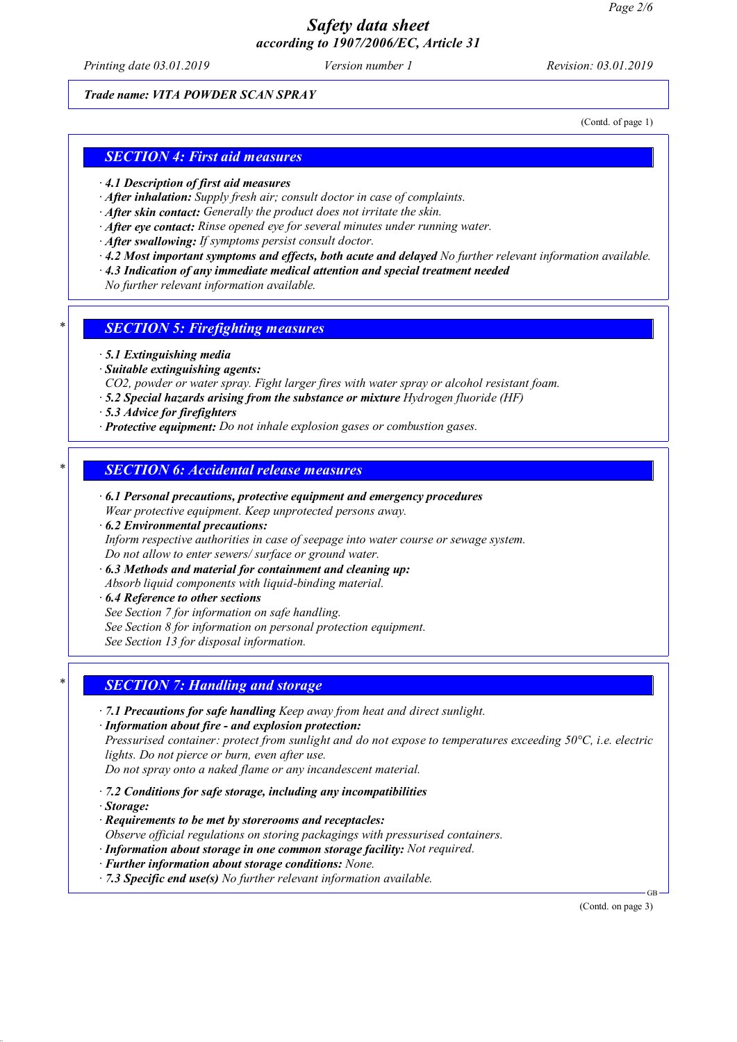Trade name: VITA POWDER SCAN SPRAY

(Contd. of page 1)

## SECTION 4: First aid measures

- **4.1 Description of first aid measures**
- **After inhalation:** Supply fresh air; consult doctor in case of complaints.
- **After skin contact:** Generally the product does not irritate the skin.
- **After eye contact:** Rinse opened eye for several minutes under running water.
- **After swallowing:** If symptoms persist consult doctor.
- **4.2 Most important symptoms and effects, both acute and delayed** No further relevant information available.
- **4.3 Indication of any immediate medical attention and special treatment needed**
  No further relevant information available.

## * SECTION 5: Firefighting measures

- **5.1 Extinguishing media**
- **Suitable extinguishing agents:**
  $CO_2$, powder or water spray. Fight larger fires with water spray or alcohol resistant foam.
- **5.2 Special hazards arising from the substance or mixture** Hydrogen fluoride (HF)
- **5.3 Advice for firefighters**
- **Protective equipment:** Do not inhale explosion gases or combustion gases.

## * SECTION 6: Accidental release measures

- **6.1 Personal precautions, protective equipment and emergency procedures**
  Wear protective equipment. Keep unprotected persons away.
- **6.2 Environmental precautions:**
  Inform respective authorities in case of seepage into water course or sewage system.
  Do not allow to enter sewers/ surface or ground water.
- **6.3 Methods and material for containment and cleaning up:**
  Absorb liquid components with liquid-binding material.
- **6.4 Reference to other sections**
  See Section 7 for information on safe handling.
  See Section 8 for information on personal protection equipment.
  See Section 13 for disposal information.

## * SECTION 7: Handling and storage

- **7.1 Precautions for safe handling** Keep away from heat and direct sunlight.
- **Information about fire - and explosion protection:**
  Pressurised container: protect from sunlight and do not expose to temperatures exceeding 50°C, i.e. electric lights. Do not pierce or burn, even after use.
  Do not spray onto a naked flame or any incandescent material.

- **7.2 Conditions for safe storage, including any incompatibilities**
- **Storage:**
- **Requirements to be met by storerooms and receptacles:**
  Observe official regulations on storing packagings with pressurised containers.
- **Information about storage in one common storage facility:** Not required.
- **Further information about storage conditions:** None.
- **7.3 Specific end use(s)** No further relevant information available.

(Contd. on page 3)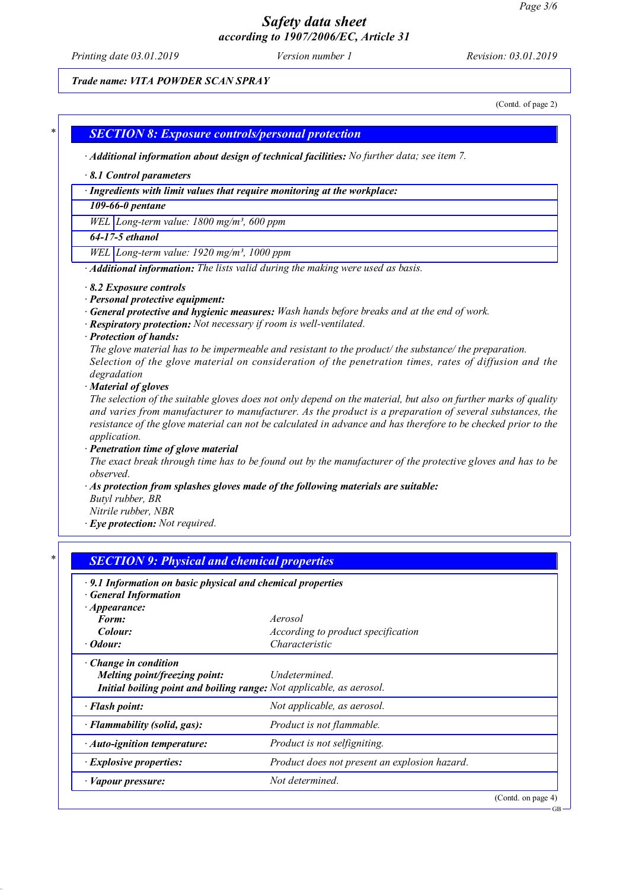**Trade name: VITA POWDER SCAN SPRAY**

(Contd. of page 2)

## SECTION 8: Exposure controls/personal protection

· **Additional information about design of technical facilities:** No further data; see item 7.

· **8.1 Control parameters**

| · Ingredients with limit values that require monitoring at the workplace: | |
|---|---|
| **109-66-0 pentane** | |
| WEL | Long-term value: 1800 mg/m³, 600 ppm |
| **64-17-5 ethanol** | |
| WEL | Long-term value: 1920 mg/m³, 1000 ppm |

· **Additional information:** The lists valid during the making were used as basis.

· **8.2 Exposure controls**
· **Personal protective equipment:**
· **General protective and hygienic measures:** Wash hands before breaks and at the end of work.
· **Respiratory protection:** Not necessary if room is well-ventilated.
· **Protection of hands:**
The glove material has to be impermeable and resistant to the product/ the substance/ the preparation.
Selection of the glove material on consideration of the penetration times, rates of diffusion and the degradation
· **Material of gloves**
The selection of the suitable gloves does not only depend on the material, but also on further marks of quality and varies from manufacturer to manufacturer. As the product is a preparation of several substances, the resistance of the glove material can not be calculated in advance and has therefore to be checked prior to the application.
· **Penetration time of glove material**
The exact break through time has to be found out by the manufacturer of the protective gloves and has to be observed.
· **As protection from splashes gloves made of the following materials are suitable:**
Butyl rubber, BR
Nitrile rubber, NBR
· **Eye protection:** Not required.

## SECTION 9: Physical and chemical properties

| · 9.1 Information on basic physical and chemical properties | |
|---|---|
| · **General Information** | |
| · **Appearance:** | |
| **Form:** | Aerosol |
| **Colour:** | According to product specification |
| · **Odour:** | Characteristic |
| · **Change in condition** | |
| **Melting point/freezing point:** | Undetermined. |
| **Initial boiling point and boiling range:** | Not applicable, as aerosol. |
| · **Flash point:** | Not applicable, as aerosol. |
| · **Flammability (solid, gas):** | Product is not flammable. |
| · **Auto-ignition temperature:** | Product is not selfigniting. |
| · **Explosive properties:** | Product does not present an explosion hazard. |
| · **Vapour pressure:** | Not determined. |

(Contd. on page 4)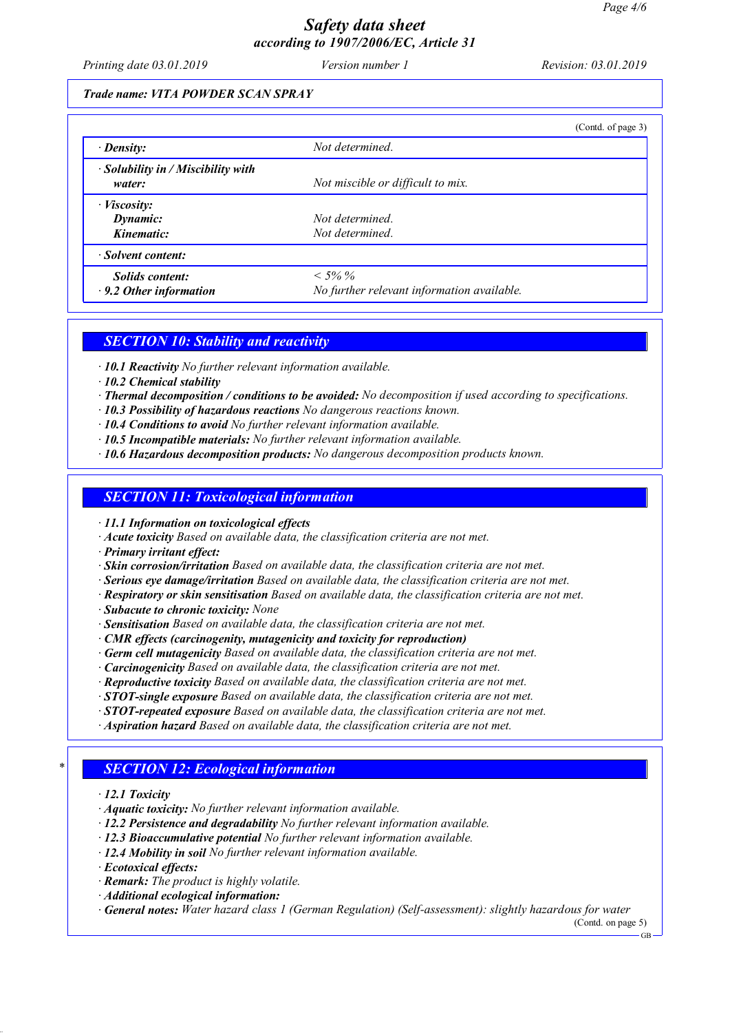**Trade name: VITA POWDER SCAN SPRAY**

(Contd. of page 3)

| | |
|---|---|
| · **Density:** | Not determined. |
| · **Solubility in / Miscibility with water:** | Not miscible or difficult to mix. |
| · **Viscosity:** | |
| **Dynamic:** | Not determined. |
| **Kinematic:** | Not determined. |
| · **Solvent content:** | |
| **Solids content:** | < 5% % |
| · **9.2 Other information** | No further relevant information available. |

## SECTION 10: Stability and reactivity

- · **10.1 Reactivity** No further relevant information available.
- · **10.2 Chemical stability**
- · **Thermal decomposition / conditions to be avoided:** No decomposition if used according to specifications.
- · **10.3 Possibility of hazardous reactions** No dangerous reactions known.
- · **10.4 Conditions to avoid** No further relevant information available.
- · **10.5 Incompatible materials:** No further relevant information available.
- · **10.6 Hazardous decomposition products:** No dangerous decomposition products known.

## SECTION 11: Toxicological information

- · **11.1 Information on toxicological effects**
- · **Acute toxicity** Based on available data, the classification criteria are not met.
- · **Primary irritant effect:**
- · **Skin corrosion/irritation** Based on available data, the classification criteria are not met.
- · **Serious eye damage/irritation** Based on available data, the classification criteria are not met.
- · **Respiratory or skin sensitisation** Based on available data, the classification criteria are not met.
- · **Subacute to chronic toxicity:** None
- · **Sensitisation** Based on available data, the classification criteria are not met.
- · **CMR effects (carcinogenity, mutagenicity and toxicity for reproduction)**
- · **Germ cell mutagenicity** Based on available data, the classification criteria are not met.
- · **Carcinogenicity** Based on available data, the classification criteria are not met.
- · **Reproductive toxicity** Based on available data, the classification criteria are not met.
- · **STOT-single exposure** Based on available data, the classification criteria are not met.
- · **STOT-repeated exposure** Based on available data, the classification criteria are not met.
- · **Aspiration hazard** Based on available data, the classification criteria are not met.

## * SECTION 12: Ecological information

- · **12.1 Toxicity**
- · **Aquatic toxicity:** No further relevant information available.
- · **12.2 Persistence and degradability** No further relevant information available.
- · **12.3 Bioaccumulative potential** No further relevant information available.
- · **12.4 Mobility in soil** No further relevant information available.
- · **Ecotoxical effects:**
- · **Remark:** The product is highly volatile.
- · **Additional ecological information:**
- · **General notes:** Water hazard class 1 (German Regulation) (Self-assessment): slightly hazardous for water

(Contd. on page 5)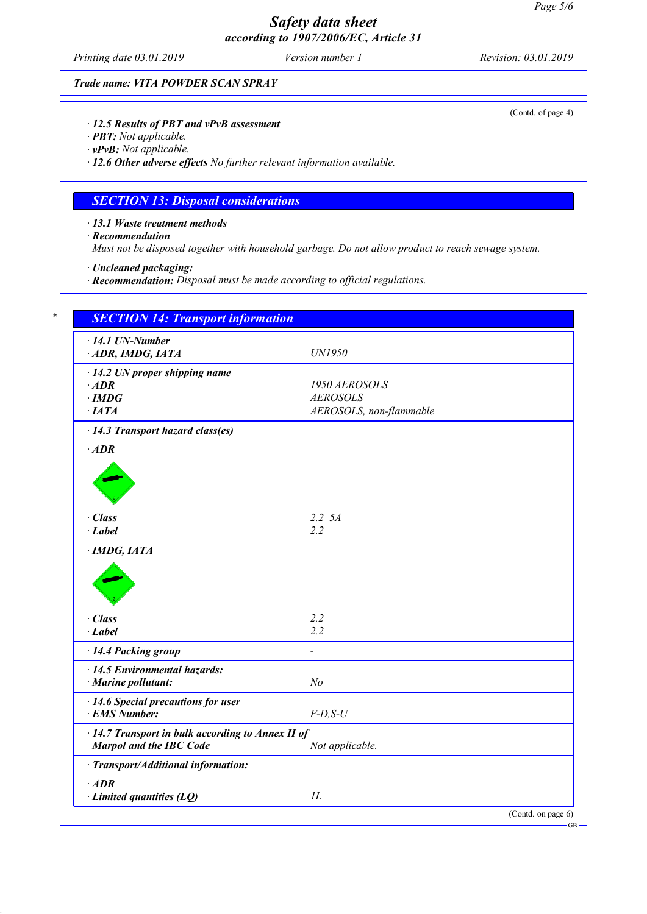*Trade name: VITA POWDER SCAN SPRAY*

(Contd. of page 4)

- **12.5 Results of PBT and vPvB assessment**
- **PBT:** Not applicable.
- **vPvB:** Not applicable.
- **12.6 Other adverse effects** No further relevant information available.

## SECTION 13: Disposal considerations

- **13.1 Waste treatment methods**
- **Recommendation**

  Must not be disposed together with household garbage. Do not allow product to reach sewage system.

- **Uncleaned packaging:**
- **Recommendation:** Disposal must be made according to official regulations.

## SECTION 14: Transport information

| | |
|---|---|
| **· 14.1 UN-Number** | |
| **· ADR, IMDG, IATA** | UN1950 |
| **· 14.2 UN proper shipping name** | |
| **· ADR** | 1950 AEROSOLS |
| **· IMDG** | AEROSOLS |
| **· IATA** | AEROSOLS, non-flammable |
| **· 14.3 Transport hazard class(es)** | |
| **· ADR** | |
| **· Class** | 2.2 5A |
| **· Label** | 2.2 |
| **· IMDG, IATA** | |
| **· Class** | 2.2 |
| **· Label** | 2.2 |
| **· 14.4 Packing group** | - |
| **· 14.5 Environmental hazards:** | |
| **· Marine pollutant:** | No |
| **· 14.6 Special precautions for user** | |
| **· EMS Number:** | F-D,S-U |
| **· 14.7 Transport in bulk according to Annex II of Marpol and the IBC Code** | Not applicable. |
| **· Transport/Additional information:** | |
| **· ADR** | |
| **· Limited quantities (LQ)** | 1L |

(Contd. on page 6)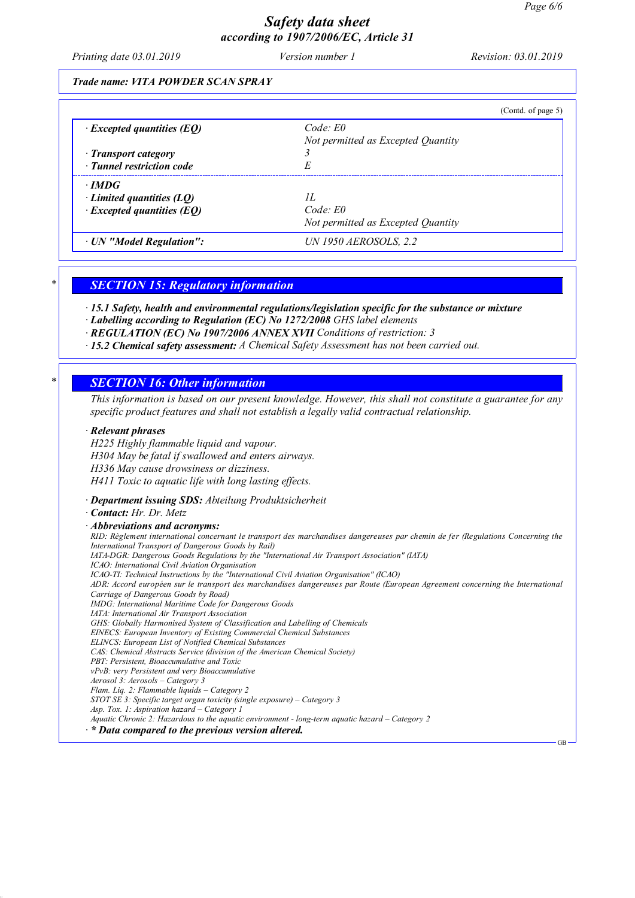Trade name: VITA POWDER SCAN SPRAY

(Contd. of page 5)

| | |
|---|---|
| · Excepted quantities (EQ) | Code: E0<br>Not permitted as Excepted Quantity |
| · Transport category | 3 |
| · Tunnel restriction code | E |
| · IMDG | |
| · Limited quantities (LQ) | 1L |
| · Excepted quantities (EQ) | Code: E0<br>Not permitted as Excepted Quantity |
| · UN "Model Regulation": | UN 1950 AEROSOLS, 2.2 |

## * SECTION 15: Regulatory information

· **15.1 Safety, health and environmental regulations/legislation specific for the substance or mixture**
· **Labelling according to Regulation (EC) No 1272/2008** GHS label elements
· **REGULATION (EC) No 1907/2006 ANNEX XVII** Conditions of restriction: 3
· **15.2 Chemical safety assessment:** A Chemical Safety Assessment has not been carried out.

## * SECTION 16: Other information

This information is based on our present knowledge. However, this shall not constitute a guarantee for any specific product features and shall not establish a legally valid contractual relationship.

· **Relevant phrases**
H225 Highly flammable liquid and vapour.
H304 May be fatal if swallowed and enters airways.
H336 May cause drowsiness or dizziness.
H411 Toxic to aquatic life with long lasting effects.

· **Department issuing SDS:** Abteilung Produktsicherheit
· **Contact:** Hr. Dr. Metz
· **Abbreviations and acronyms:**
RID: Règlement international concernant le transport des marchandises dangereuses par chemin de fer (Regulations Concerning the International Transport of Dangerous Goods by Rail)
IATA-DGR: Dangerous Goods Regulations by the "International Air Transport Association" (IATA)
ICAO: International Civil Aviation Organisation
ICAO-TI: Technical Instructions by the "International Civil Aviation Organisation" (ICAO)
ADR: Accord européen sur le transport des marchandises dangereuses par Route (European Agreement concerning the International Carriage of Dangerous Goods by Road)
IMDG: International Maritime Code for Dangerous Goods
IATA: International Air Transport Association
GHS: Globally Harmonised System of Classification and Labelling of Chemicals
EINECS: European Inventory of Existing Commercial Chemical Substances
ELINCS: European List of Notified Chemical Substances
CAS: Chemical Abstracts Service (division of the American Chemical Society)
PBT: Persistent, Bioaccumulative and Toxic
vPvB: very Persistent and very Bioaccumulative
Aerosol 3: Aerosols – Category 3
Flam. Liq. 2: Flammable liquids – Category 2
STOT SE 3: Specific target organ toxicity (single exposure) – Category 3
Asp. Tox. 1: Aspiration hazard – Category 1
Aquatic Chronic 2: Hazardous to the aquatic environment - long-term aquatic hazard – Category 2

· **\* Data compared to the previous version altered.**